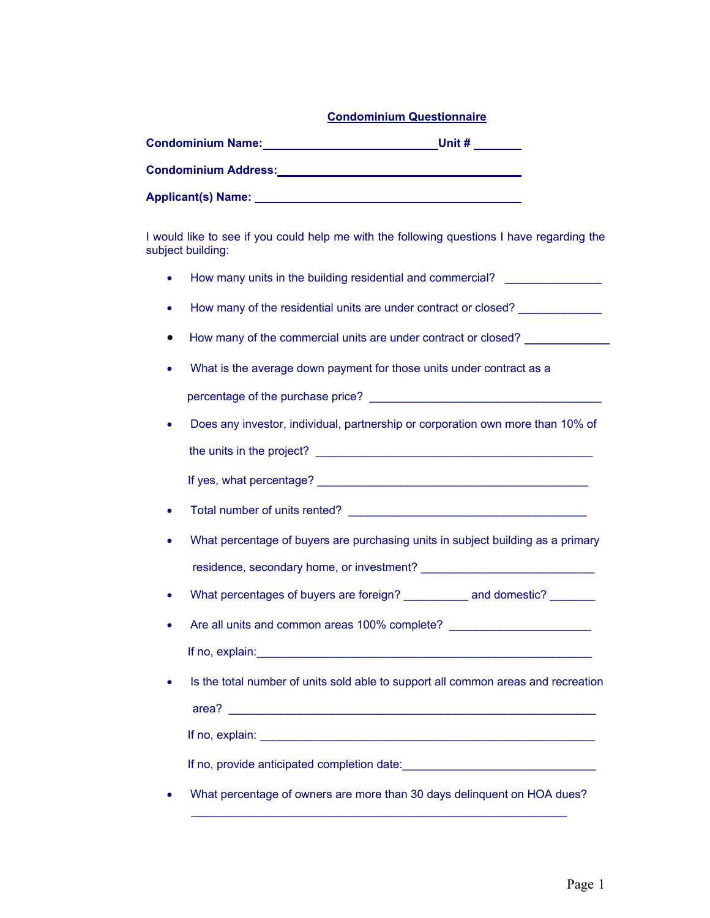# Condominium Questionnaire

**Condominium Name:**___________________________**Unit #** _______

**Condominium Address:**_____________________________________

**Applicant(s) Name:** _________________________________________

I would like to see if you could help me with the following questions I have regarding the subject building:

- How many units in the building residential and commercial? _______________
- How many of the residential units are under contract or closed? _____________
- How many of the commercial units are under contract or closed? _____________
- What is the average down payment for those units under contract as a percentage of the purchase price? ____________________________________
- Does any investor, individual, partnership or corporation own more than 10% of the units in the project? ___________________________________________

  If yes, what percentage? __________________________________________
- Total number of units rented? _____________________________________
- What percentage of buyers are purchasing units in subject building as a primary residence, secondary home, or investment? ___________________________
- What percentages of buyers are foreign? __________ and domestic? _______
- Are all units and common areas 100% complete? _____________________

  If no, explain:____________________________________________________
- Is the total number of units sold able to support all common areas and recreation area? __________________________________________________________

  If no, explain: ___________________________________________________

  If no, provide anticipated completion date:_____________________________
- What percentage of owners are more than 30 days delinquent on HOA dues?

  ___________________________________________________________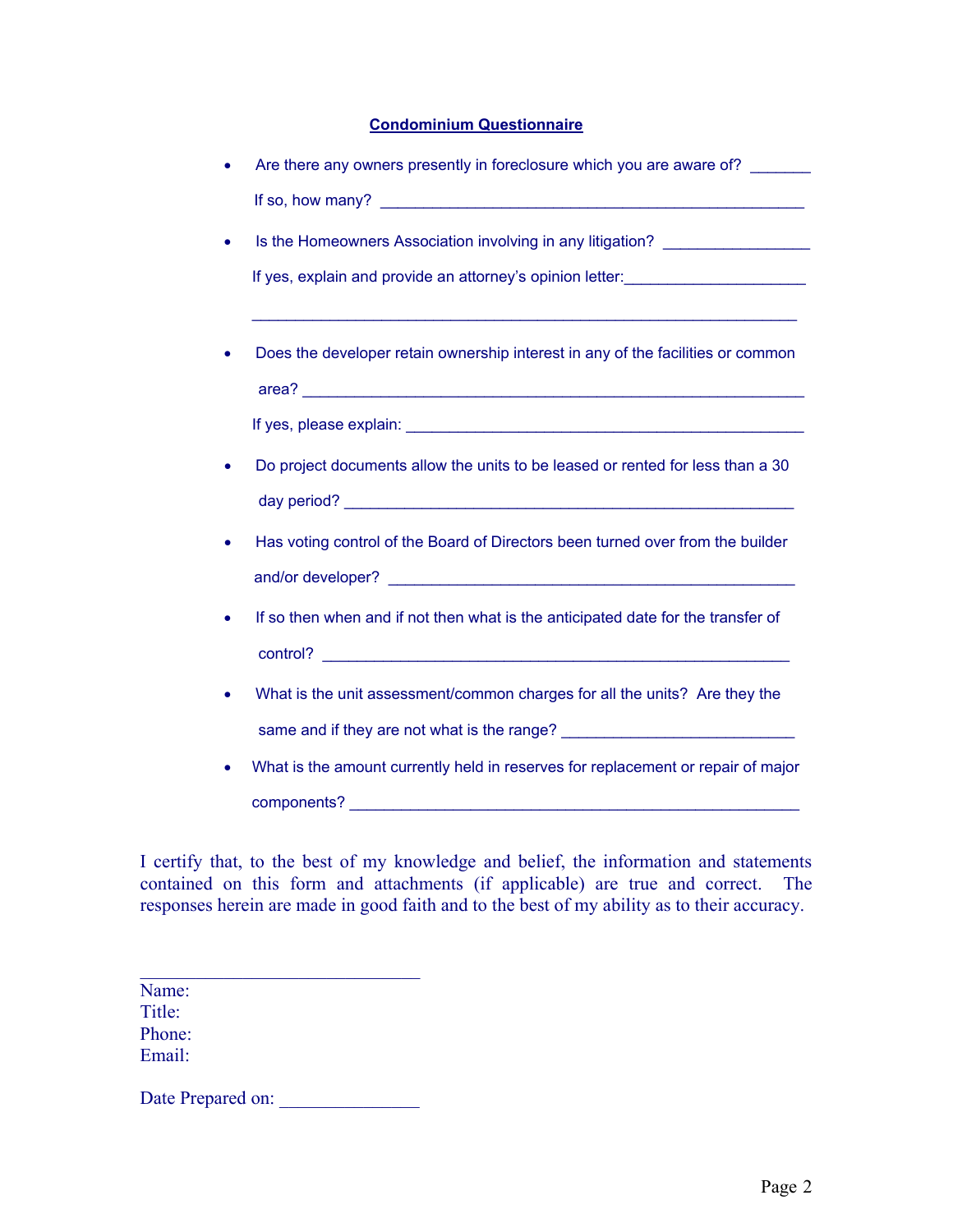**Condominium Questionnaire**

- Are there any owners presently in foreclosure which you are aware of? _______

  If so, how many? _______________________________________________

- Is the Homeowners Association involving in any litigation? ________________

  If yes, explain and provide an attorney's opinion letter:____________________

  ______________________________________________________________

- Does the developer retain ownership interest in any of the facilities or common area? _______________________________________________________

  If yes, please explain: ____________________________________________

- Do project documents allow the units to be leased or rented for less than a 30 day period? _________________________________________________

- Has voting control of the Board of Directors been turned over from the builder and/or developer? ____________________________________________

- If so then when and if not then what is the anticipated date for the transfer of control? ____________________________________________________

- What is the unit assessment/common charges for all the units? Are they the same and if they are not what is the range? __________________________

- What is the amount currently held in reserves for replacement or repair of major components? _________________________________________________

I certify that, to the best of my knowledge and belief, the information and statements contained on this form and attachments (if applicable) are true and correct. The responses herein are made in good faith and to the best of my ability as to their accuracy.

_____________________________
Name:
Title:
Phone:
Email:

Date Prepared on: _______________